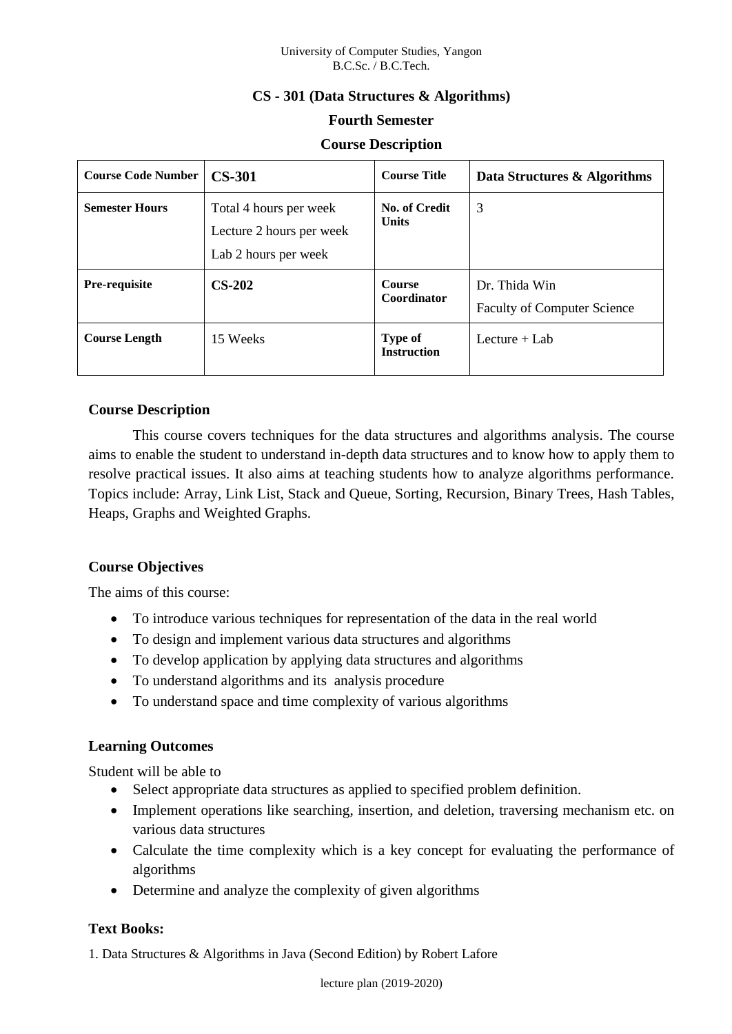University of Computer Studies, Yangon
B.C.Sc. / B.C.Tech.

# CS - 301 (Data Structures & Algorithms)

## Fourth Semester

## Course Description

| **Course Code Number** | **CS-301** | **Course Title** | **Data Structures & Algorithms** |
|---|---|---|---|
| **Semester Hours** | Total 4 hours per week<br>Lecture 2 hours per week<br>Lab 2 hours per week | **No. of Credit Units** | 3 |
| **Pre-requisite** | **CS-202** | **Course Coordinator** | Dr. Thida Win<br>Faculty of Computer Science |
| **Course Length** | 15 Weeks | **Type of Instruction** | Lecture + Lab |

### Course Description

This course covers techniques for the data structures and algorithms analysis. The course aims to enable the student to understand in-depth data structures and to know how to apply them to resolve practical issues. It also aims at teaching students how to analyze algorithms performance. Topics include: Array, Link List, Stack and Queue, Sorting, Recursion, Binary Trees, Hash Tables, Heaps, Graphs and Weighted Graphs.

### Course Objectives

The aims of this course:

- To introduce various techniques for representation of the data in the real world
- To design and implement various data structures and algorithms
- To develop application by applying data structures and algorithms
- To understand algorithms and its analysis procedure
- To understand space and time complexity of various algorithms

### Learning Outcomes

Student will be able to

- Select appropriate data structures as applied to specified problem definition.
- Implement operations like searching, insertion, and deletion, traversing mechanism etc. on various data structures
- Calculate the time complexity which is a key concept for evaluating the performance of algorithms
- Determine and analyze the complexity of given algorithms

### Text Books:

1. Data Structures & Algorithms in Java (Second Edition) by Robert Lafore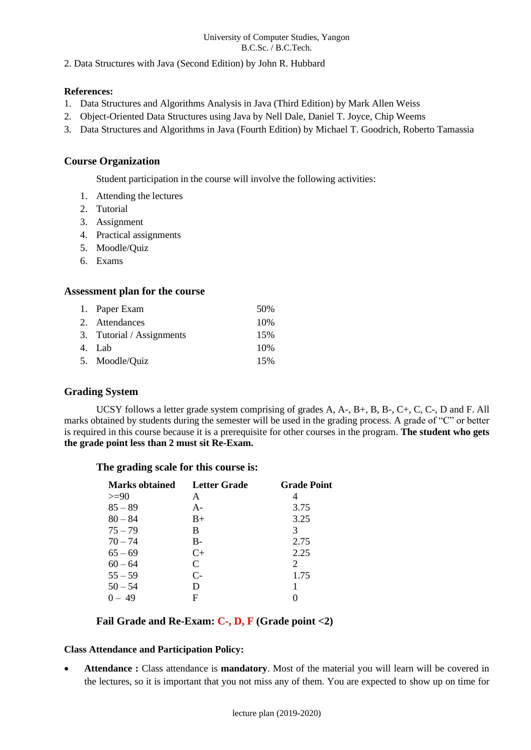2. Data Structures with Java (Second Edition) by John R. Hubbard

**References:**

1. Data Structures and Algorithms Analysis in Java (Third Edition) by Mark Allen Weiss
2. Object-Oriented Data Structures using Java by Nell Dale, Daniel T. Joyce, Chip Weems
3. Data Structures and Algorithms in Java (Fourth Edition) by Michael T. Goodrich, Roberto Tamassia

## Course Organization

Student participation in the course will involve the following activities:

1. Attending the lectures
2. Tutorial
3. Assignment
4. Practical assignments
5. Moodle/Quiz
6. Exams

## Assessment plan for the course

| | |
|---|---|
| 1. Paper Exam | 50% |
| 2. Attendances | 10% |
| 3. Tutorial / Assignments | 15% |
| 4. Lab | 10% |
| 5. Moodle/Quiz | 15% |

## Grading System

UCSY follows a letter grade system comprising of grades A, A-, B+, B, B-, C+, C, C-, D and F. All marks obtained by students during the semester will be used in the grading process. A grade of "C" or better is required in this course because it is a prerequisite for other courses in the program. **The student who gets the grade point less than 2 must sit Re-Exam.**

### The grading scale for this course is:

| Marks obtained | Letter Grade | Grade Point |
|---|---|---|
| >=90 | A | 4 |
| 85 – 89 | A- | 3.75 |
| 80 – 84 | B+ | 3.25 |
| 75 – 79 | B | 3 |
| 70 – 74 | B- | 2.75 |
| 65 – 69 | C+ | 2.25 |
| 60 – 64 | C | 2 |
| 55 – 59 | C- | 1.75 |
| 50 – 54 | D | 1 |
| 0 – 49 | F | 0 |

### Fail Grade and Re-Exam: C-, D, F (Grade point <2)

**Class Attendance and Participation Policy:**

- **Attendance :** Class attendance is **mandatory**. Most of the material you will learn will be covered in the lectures, so it is important that you not miss any of them. You are expected to show up on time for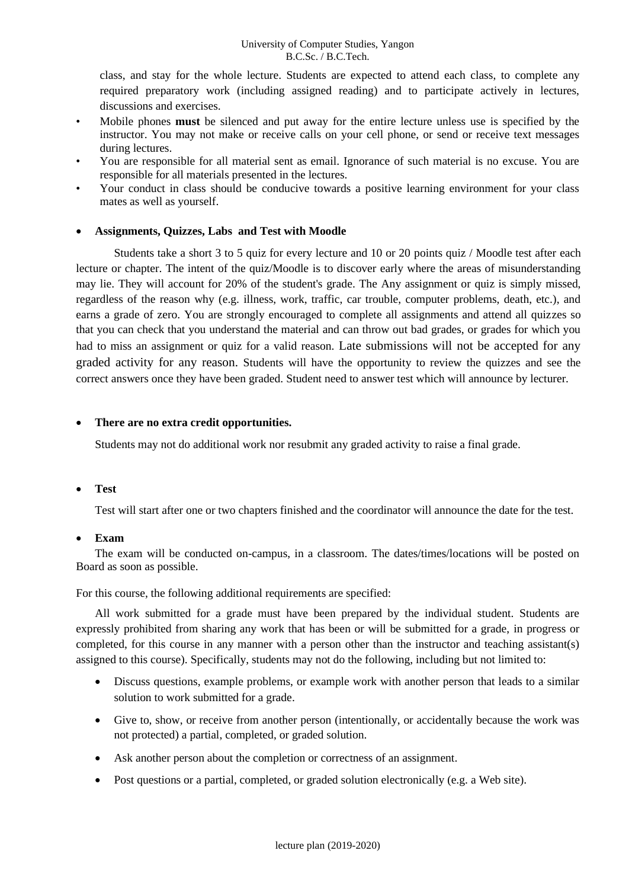class, and stay for the whole lecture. Students are expected to attend each class, to complete any required preparatory work (including assigned reading) and to participate actively in lectures, discussions and exercises.

- Mobile phones **must** be silenced and put away for the entire lecture unless use is specified by the instructor. You may not make or receive calls on your cell phone, or send or receive text messages during lectures.
- You are responsible for all material sent as email. Ignorance of such material is no excuse. You are responsible for all materials presented in the lectures.
- Your conduct in class should be conducive towards a positive learning environment for your class mates as well as yourself.

- **Assignments, Quizzes, Labs and Test with Moodle**

Students take a short 3 to 5 quiz for every lecture and 10 or 20 points quiz / Moodle test after each lecture or chapter. The intent of the quiz/Moodle is to discover early where the areas of misunderstanding may lie. They will account for 20% of the student's grade. The Any assignment or quiz is simply missed, regardless of the reason why (e.g. illness, work, traffic, car trouble, computer problems, death, etc.), and earns a grade of zero. You are strongly encouraged to complete all assignments and attend all quizzes so that you can check that you understand the material and can throw out bad grades, or grades for which you had to miss an assignment or quiz for a valid reason. Late submissions will not be accepted for any graded activity for any reason. Students will have the opportunity to review the quizzes and see the correct answers once they have been graded. Student need to answer test which will announce by lecturer.

- **There are no extra credit opportunities.**

Students may not do additional work nor resubmit any graded activity to raise a final grade.

- **Test**

Test will start after one or two chapters finished and the coordinator will announce the date for the test.

- **Exam**

The exam will be conducted on-campus, in a classroom. The dates/times/locations will be posted on Board as soon as possible.

For this course, the following additional requirements are specified:

All work submitted for a grade must have been prepared by the individual student. Students are expressly prohibited from sharing any work that has been or will be submitted for a grade, in progress or completed, for this course in any manner with a person other than the instructor and teaching assistant(s) assigned to this course). Specifically, students may not do the following, including but not limited to:

- Discuss questions, example problems, or example work with another person that leads to a similar solution to work submitted for a grade.
- Give to, show, or receive from another person (intentionally, or accidentally because the work was not protected) a partial, completed, or graded solution.
- Ask another person about the completion or correctness of an assignment.
- Post questions or a partial, completed, or graded solution electronically (e.g. a Web site).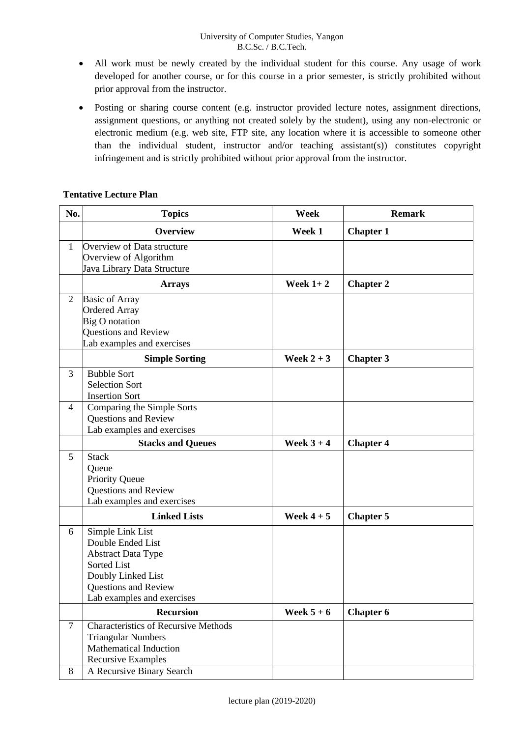- All work must be newly created by the individual student for this course. Any usage of work developed for another course, or for this course in a prior semester, is strictly prohibited without prior approval from the instructor.
- Posting or sharing course content (e.g. instructor provided lecture notes, assignment directions, assignment questions, or anything not created solely by the student), using any non-electronic or electronic medium (e.g. web site, FTP site, any location where it is accessible to someone other than the individual student, instructor and/or teaching assistant(s)) constitutes copyright infringement and is strictly prohibited without prior approval from the instructor.

**Tentative Lecture Plan**

| No. | Topics | Week | Remark |
|---|---|---|---|
| | **Overview** | **Week 1** | **Chapter 1** |
| 1 | Overview of Data structure<br>Overview of Algorithm<br>Java Library Data Structure | | |
| | **Arrays** | **Week 1+ 2** | **Chapter 2** |
| 2 | Basic of Array<br>Ordered Array<br>Big O notation<br>Questions and Review<br>Lab examples and exercises | | |
| | **Simple Sorting** | **Week 2 + 3** | **Chapter 3** |
| 3 | Bubble Sort<br>Selection Sort<br>Insertion Sort | | |
| 4 | Comparing the Simple Sorts<br>Questions and Review<br>Lab examples and exercises | | |
| | **Stacks and Queues** | **Week 3 + 4** | **Chapter 4** |
| 5 | Stack<br>Queue<br>Priority Queue<br>Questions and Review<br>Lab examples and exercises | | |
| | **Linked Lists** | **Week 4 + 5** | **Chapter 5** |
| 6 | Simple Link List<br>Double Ended List<br>Abstract Data Type<br>Sorted List<br>Doubly Linked List<br>Questions and Review<br>Lab examples and exercises | | |
| | **Recursion** | **Week 5 + 6** | **Chapter 6** |
| 7 | Characteristics of Recursive Methods<br>Triangular Numbers<br>Mathematical Induction<br>Recursive Examples | | |
| 8 | A Recursive Binary Search | | |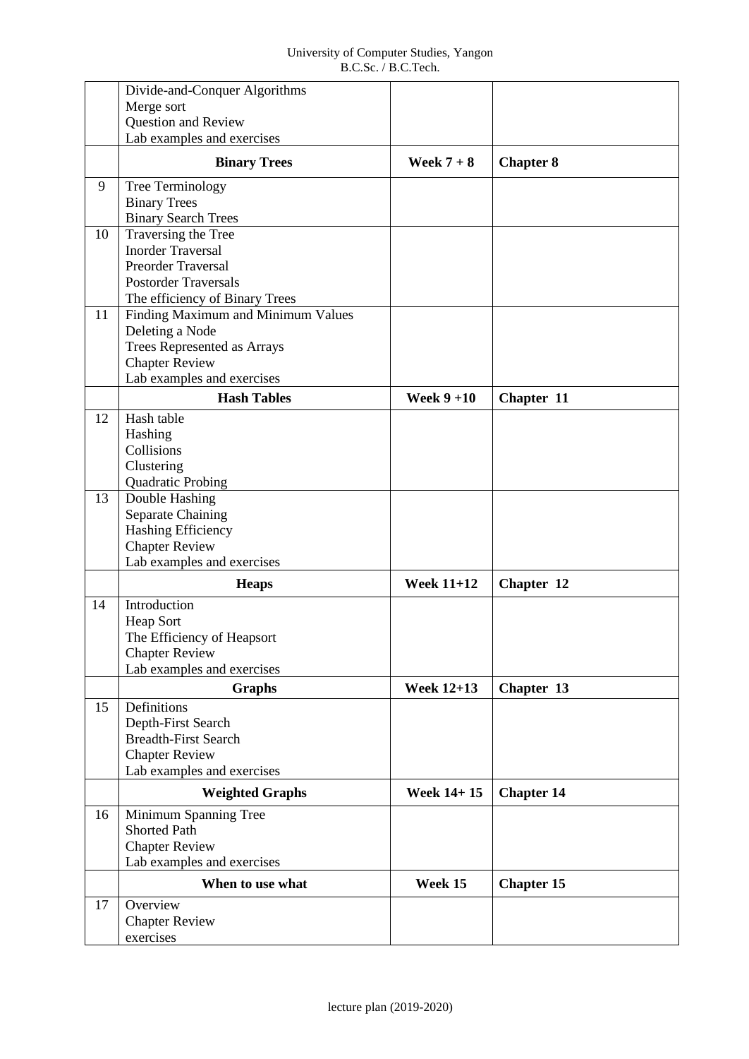| | | | |
|---|---|---|---|
| | Divide-and-Conquer Algorithms<br>Merge sort<br>Question and Review<br>Lab examples and exercises | | |
| | **Binary Trees** | **Week 7 + 8** | **Chapter 8** |
| 9 | Tree Terminology<br>Binary Trees<br>Binary Search Trees | | |
| 10 | Traversing the Tree<br>Inorder Traversal<br>Preorder Traversal<br>Postorder Traversals<br>The efficiency of Binary Trees | | |
| 11 | Finding Maximum and Minimum Values<br>Deleting a Node<br>Trees Represented as Arrays<br>Chapter Review<br>Lab examples and exercises | | |
| | **Hash Tables** | **Week 9 +10** | **Chapter 11** |
| 12 | Hash table<br>Hashing<br>Collisions<br>Clustering<br>Quadratic Probing | | |
| 13 | Double Hashing<br>Separate Chaining<br>Hashing Efficiency<br>Chapter Review<br>Lab examples and exercises | | |
| | **Heaps** | **Week 11+12** | **Chapter 12** |
| 14 | Introduction<br>Heap Sort<br>The Efficiency of Heapsort<br>Chapter Review<br>Lab examples and exercises | | |
| | **Graphs** | **Week 12+13** | **Chapter 13** |
| 15 | Definitions<br>Depth-First Search<br>Breadth-First Search<br>Chapter Review<br>Lab examples and exercises | | |
| | **Weighted Graphs** | **Week 14+ 15** | **Chapter 14** |
| 16 | Minimum Spanning Tree<br>Shorted Path<br>Chapter Review<br>Lab examples and exercises | | |
| | **When to use what** | **Week 15** | **Chapter 15** |
| 17 | Overview<br>Chapter Review<br>exercises | | |